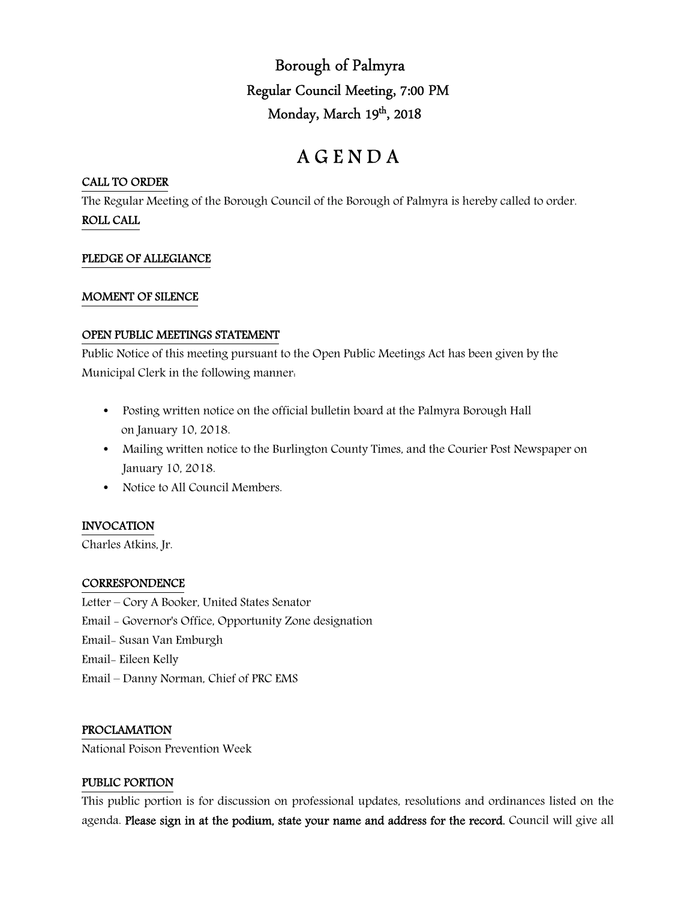# Borough of Palmyra

## Regular Council Meeting, 7:00 PM

## Monday, March 19th, 2018

# A G E N D A

**CALL TO ORDER**

The Regular Meeting of the Borough Council of the Borough of Palmyra is hereby called to order.

**ROLL CALL**

**PLEDGE OF ALLEGIANCE**

**MOMENT OF SILENCE**

**OPEN PUBLIC MEETINGS STATEMENT**

Public Notice of this meeting pursuant to the Open Public Meetings Act has been given by the Municipal Clerk in the following manner:

- Posting written notice on the official bulletin board at the Palmyra Borough Hall on January 10, 2018.
- Mailing written notice to the Burlington County Times, and the Courier Post Newspaper on January 10, 2018.
- Notice to All Council Members.

**INVOCATION**

Charles Atkins, Jr.

**CORRESPONDENCE**

Letter – Cory A Booker, United States Senator

Email - Governor's Office, Opportunity Zone designation

Email- Susan Van Emburgh

Email- Eileen Kelly

Email – Danny Norman, Chief of PRC EMS

**PROCLAMATION**

National Poison Prevention Week

**PUBLIC PORTION**

This public portion is for discussion on professional updates, resolutions and ordinances listed on the agenda. **Please sign in at the podium, state your name and address for the record.** Council will give all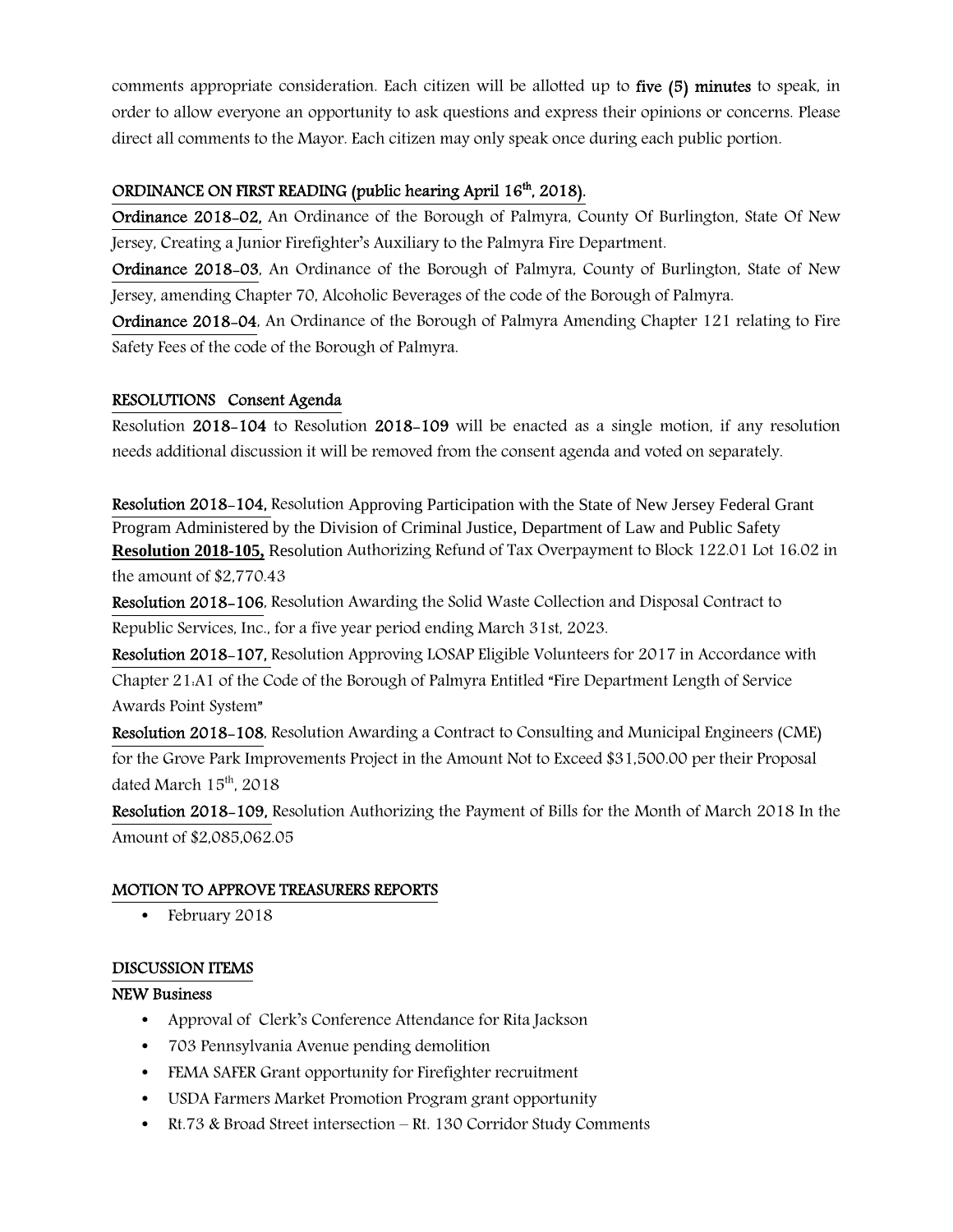comments appropriate consideration. Each citizen will be allotted up to **five (5) minutes** to speak, in order to allow everyone an opportunity to ask questions and express their opinions or concerns. Please direct all comments to the Mayor. Each citizen may only speak once during each public portion.

## ORDINANCE ON FIRST READING (public hearing April 16th, 2018).

**Ordinance 2018-02,** An Ordinance of the Borough of Palmyra, County Of Burlington, State Of New Jersey, Creating a Junior Firefighter's Auxiliary to the Palmyra Fire Department.

**Ordinance 2018-03**, An Ordinance of the Borough of Palmyra, County of Burlington, State of New Jersey, amending Chapter 70, Alcoholic Beverages of the code of the Borough of Palmyra.

**Ordinance 2018-04**, An Ordinance of the Borough of Palmyra Amending Chapter 121 relating to Fire Safety Fees of the code of the Borough of Palmyra.

## RESOLUTIONS Consent Agenda

Resolution **2018-104** to Resolution **2018-109** will be enacted as a single motion, if any resolution needs additional discussion it will be removed from the consent agenda and voted on separately.

**Resolution 2018-104,** Resolution Approving Participation with the State of New Jersey Federal Grant Program Administered by the Division of Criminal Justice, Department of Law and Public Safety

**Resolution 2018-105,** Resolution Authorizing Refund of Tax Overpayment to Block 122.01 Lot 16.02 in the amount of $2,770.43

**Resolution 2018-106**, Resolution Awarding the Solid Waste Collection and Disposal Contract to Republic Services, Inc., for a five year period ending March 31st, 2023.

**Resolution 2018-107,** Resolution Approving LOSAP Eligible Volunteers for 2017 in Accordance with Chapter 21:A1 of the Code of the Borough of Palmyra Entitled "Fire Department Length of Service Awards Point System"

**Resolution 2018-108**, Resolution Awarding a Contract to Consulting and Municipal Engineers (CME) for the Grove Park Improvements Project in the Amount Not to Exceed $31,500.00 per their Proposal dated March 15th, 2018

**Resolution 2018-109,** Resolution Authorizing the Payment of Bills for the Month of March 2018 In the Amount of $2,085,062.05

## MOTION TO APPROVE TREASURERS REPORTS

- February 2018

## DISCUSSION ITEMS

### NEW Business

- Approval of Clerk's Conference Attendance for Rita Jackson
- 703 Pennsylvania Avenue pending demolition
- FEMA SAFER Grant opportunity for Firefighter recruitment
- USDA Farmers Market Promotion Program grant opportunity
- Rt.73 & Broad Street intersection – Rt. 130 Corridor Study Comments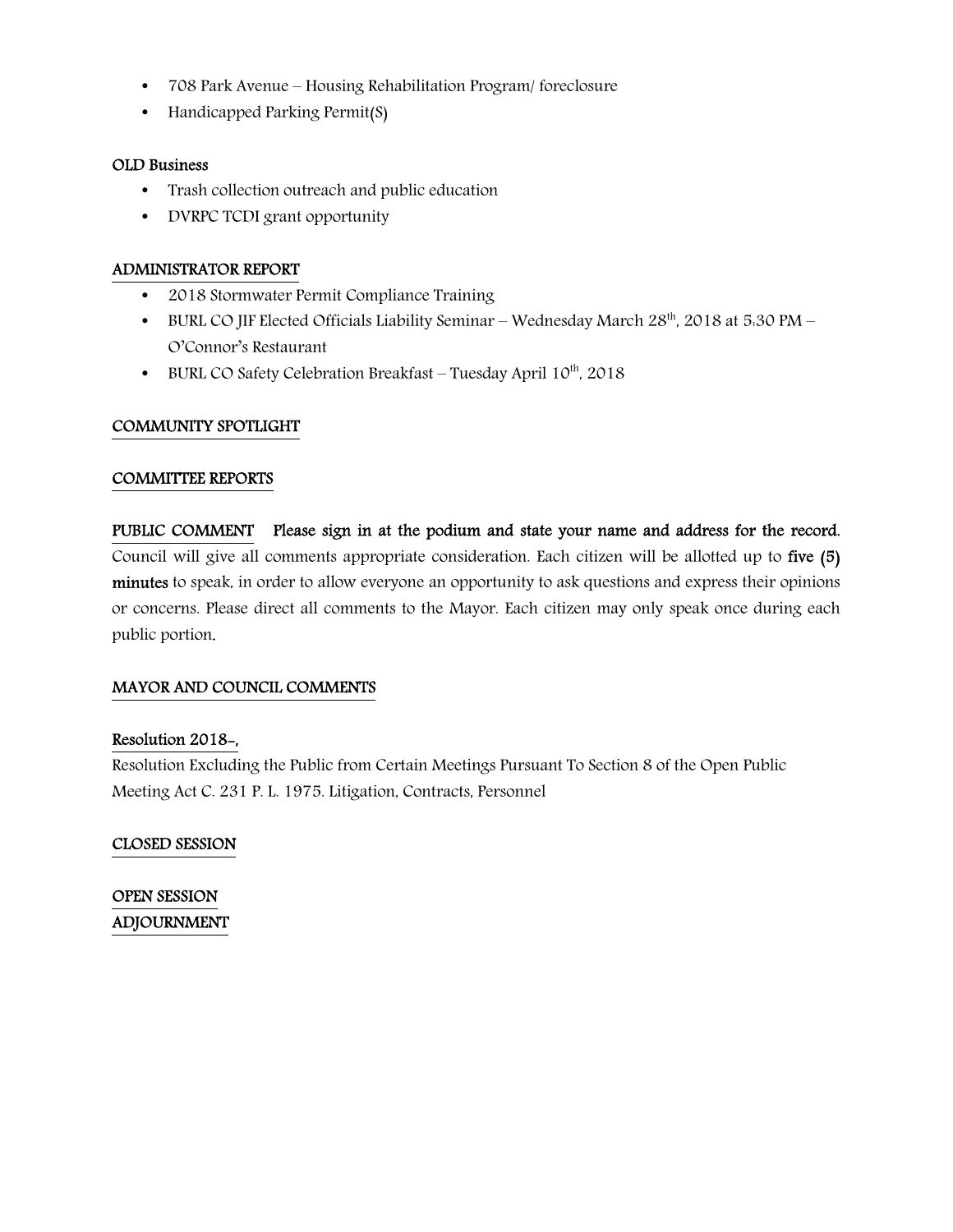- 708 Park Avenue – Housing Rehabilitation Program/ foreclosure
- Handicapped Parking Permit(S)

OLD Business

- Trash collection outreach and public education
- DVRPC TCDI grant opportunity

## ADMINISTRATOR REPORT

- 2018 Stormwater Permit Compliance Training
- BURL CO JIF Elected Officials Liability Seminar – Wednesday March 28th, 2018 at 5:30 PM – O'Connor's Restaurant
- BURL CO Safety Celebration Breakfast – Tuesday April 10th, 2018

## COMMUNITY SPOTLIGHT

## COMMITTEE REPORTS

**PUBLIC COMMENT Please sign in at the podium and state your name and address for the record.** Council will give all comments appropriate consideration. Each citizen will be allotted up to **five (5) minutes** to speak, in order to allow everyone an opportunity to ask questions and express their opinions or concerns. Please direct all comments to the Mayor. Each citizen may only speak once during each public portion.

## MAYOR AND COUNCIL COMMENTS

## Resolution 2018-,

Resolution Excluding the Public from Certain Meetings Pursuant To Section 8 of the Open Public Meeting Act C. 231 P. L. 1975. Litigation, Contracts, Personnel

## CLOSED SESSION

## OPEN SESSION

## ADJOURNMENT